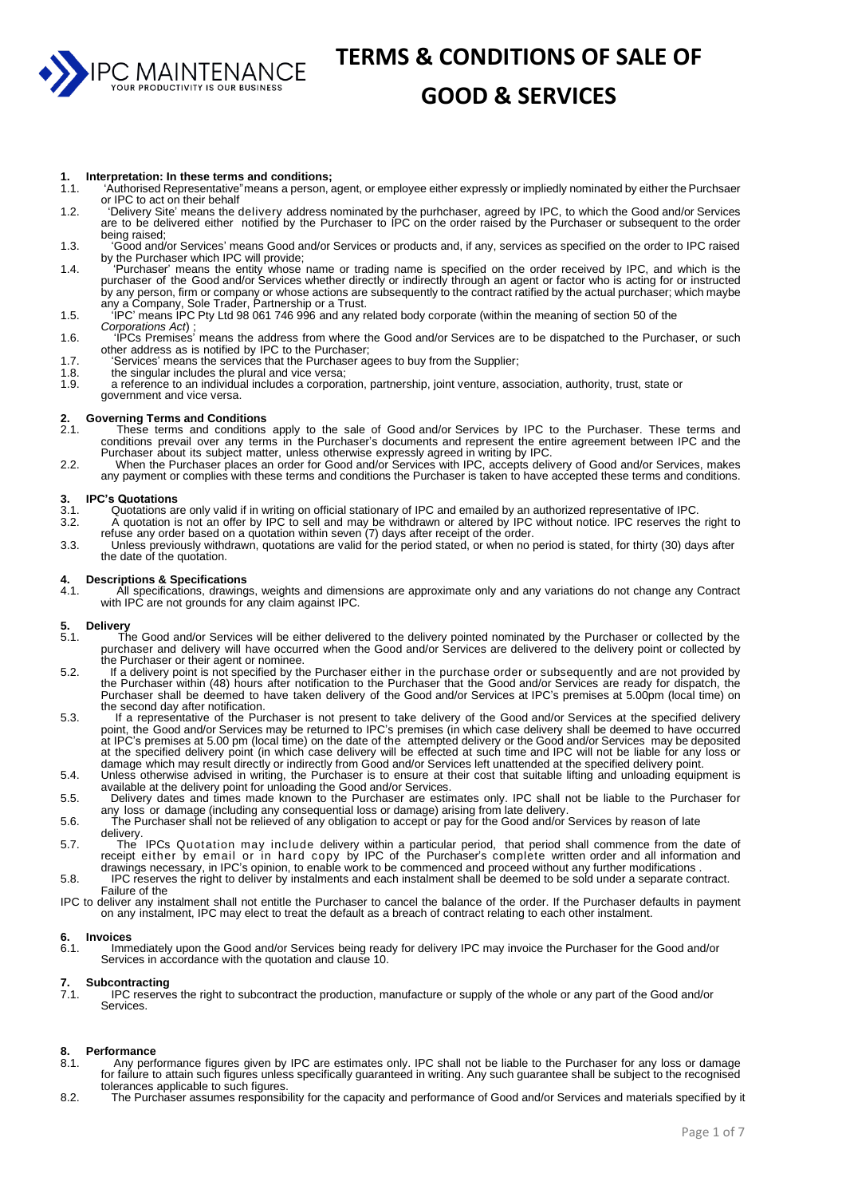# TERMS & CONDITIONS OF SALE OF GOOD & SERVICES

**1. Interpretation: In these terms and conditions;**

1.1. 'Authorised Representative"means a person, agent, or employee either expressly or impliedly nominated by either the Purchsaer or IPC to act on their behalf

1.2. 'Delivery Site' means the delivery address nominated by the purhchaser, agreed by IPC, to which the Good and/or Services are to be delivered either notified by the Purchaser to IPC on the order raised by the Purchaser or subsequent to the order being raised;

1.3. 'Good and/or Services' means Good and/or Services or products and, if any, services as specified on the order to IPC raised by the Purchaser which IPC will provide;

1.4. 'Purchaser' means the entity whose name or trading name is specified on the order received by IPC, and which is the purchaser of the Good and/or Services whether directly or indirectly through an agent or factor who is acting for or instructed by any person, firm or company or whose actions are subsequently to the contract ratified by the actual purchaser; which maybe any a Company, Sole Trader, Partnership or a Trust.

1.5. 'IPC' means IPC Pty Ltd 98 061 746 996 and any related body corporate (within the meaning of section 50 of the *Corporations Act*) ;

1.6. 'IPCs Premises' means the address from where the Good and/or Services are to be dispatched to the Purchaser, or such other address as is notified by IPC to the Purchaser;

1.7. 'Services' means the services that the Purchaser agees to buy from the Supplier;

1.8. the singular includes the plural and vice versa;

1.9. a reference to an individual includes a corporation, partnership, joint venture, association, authority, trust, state or government and vice versa.

**2. Governing Terms and Conditions**

2.1. These terms and conditions apply to the sale of Good and/or Services by IPC to the Purchaser. These terms and conditions prevail over any terms in the Purchaser's documents and represent the entire agreement between IPC and the Purchaser about its subject matter, unless otherwise expressly agreed in writing by IPC.

2.2. When the Purchaser places an order for Good and/or Services with IPC, accepts delivery of Good and/or Services, makes any payment or complies with these terms and conditions the Purchaser is taken to have accepted these terms and conditions.

**3. IPC's Quotations**

3.1. Quotations are only valid if in writing on official stationary of IPC and emailed by an authorized representative of IPC.

3.2. A quotation is not an offer by IPC to sell and may be withdrawn or altered by IPC without notice. IPC reserves the right to refuse any order based on a quotation within seven (7) days after receipt of the order.

3.3. Unless previously withdrawn, quotations are valid for the period stated, or when no period is stated, for thirty (30) days after the date of the quotation.

**4. Descriptions & Specifications**

4.1. All specifications, drawings, weights and dimensions are approximate only and any variations do not change any Contract with IPC are not grounds for any claim against IPC.

**5. Delivery**

5.1. The Good and/or Services will be either delivered to the delivery pointed nominated by the Purchaser or collected by the purchaser and delivery will have occurred when the Good and/or Services are delivered to the delivery point or collected by the Purchaser or their agent or nominee.

5.2. If a delivery point is not specified by the Purchaser either in the purchase order or subsequently and are not provided by the Purchaser within (48) hours after notification to the Purchaser that the Good and/or Services are ready for dispatch, the Purchaser shall be deemed to have taken delivery of the Good and/or Services at IPC's premises at 5.00pm (local time) on the second day after notification.

5.3. If a representative of the Purchaser is not present to take delivery of the Good and/or Services at the specified delivery point, the Good and/or Services may be returned to IPC's premises (in which case delivery shall be deemed to have occurred at IPC's premises at 5.00 pm (local time) on the date of the attempted delivery or the Good and/or Services may be deposited at the specified delivery point (in which case delivery will be effected at such time and IPC will not be liable for any loss or damage which may result directly or indirectly from Good and/or Services left unattended at the specified delivery point.

5.4. Unless otherwise advised in writing, the Purchaser is to ensure at their cost that suitable lifting and unloading equipment is available at the delivery point for unloading the Good and/or Services.

5.5. Delivery dates and times made known to the Purchaser are estimates only. IPC shall not be liable to the Purchaser for any loss or damage (including any consequential loss or damage) arising from late delivery.

5.6. The Purchaser shall not be relieved of any obligation to accept or pay for the Good and/or Services by reason of late delivery.

5.7. The IPCs Quotation may include delivery within a particular period, that period shall commence from the date of receipt either by email or in hard copy by IPC of the Purchaser's complete written order and all information and drawings necessary, in IPC's opinion, to enable work to be commenced and proceed without any further modifications .

5.8. IPC reserves the right to deliver by instalments and each instalment shall be deemed to be sold under a separate contract. Failure of the

IPC to deliver any instalment shall not entitle the Purchaser to cancel the balance of the order. If the Purchaser defaults in payment on any instalment, IPC may elect to treat the default as a breach of contract relating to each other instalment.

**6. Invoices**

6.1. Immediately upon the Good and/or Services being ready for delivery IPC may invoice the Purchaser for the Good and/or Services in accordance with the quotation and clause 10.

**7. Subcontracting**

7.1. IPC reserves the right to subcontract the production, manufacture or supply of the whole or any part of the Good and/or Services.

**8. Performance**

8.1. Any performance figures given by IPC are estimates only. IPC shall not be liable to the Purchaser for any loss or damage for failure to attain such figures unless specifically guaranteed in writing. Any such guarantee shall be subject to the recognised tolerances applicable to such figures.

8.2. The Purchaser assumes responsibility for the capacity and performance of Good and/or Services and materials specified by it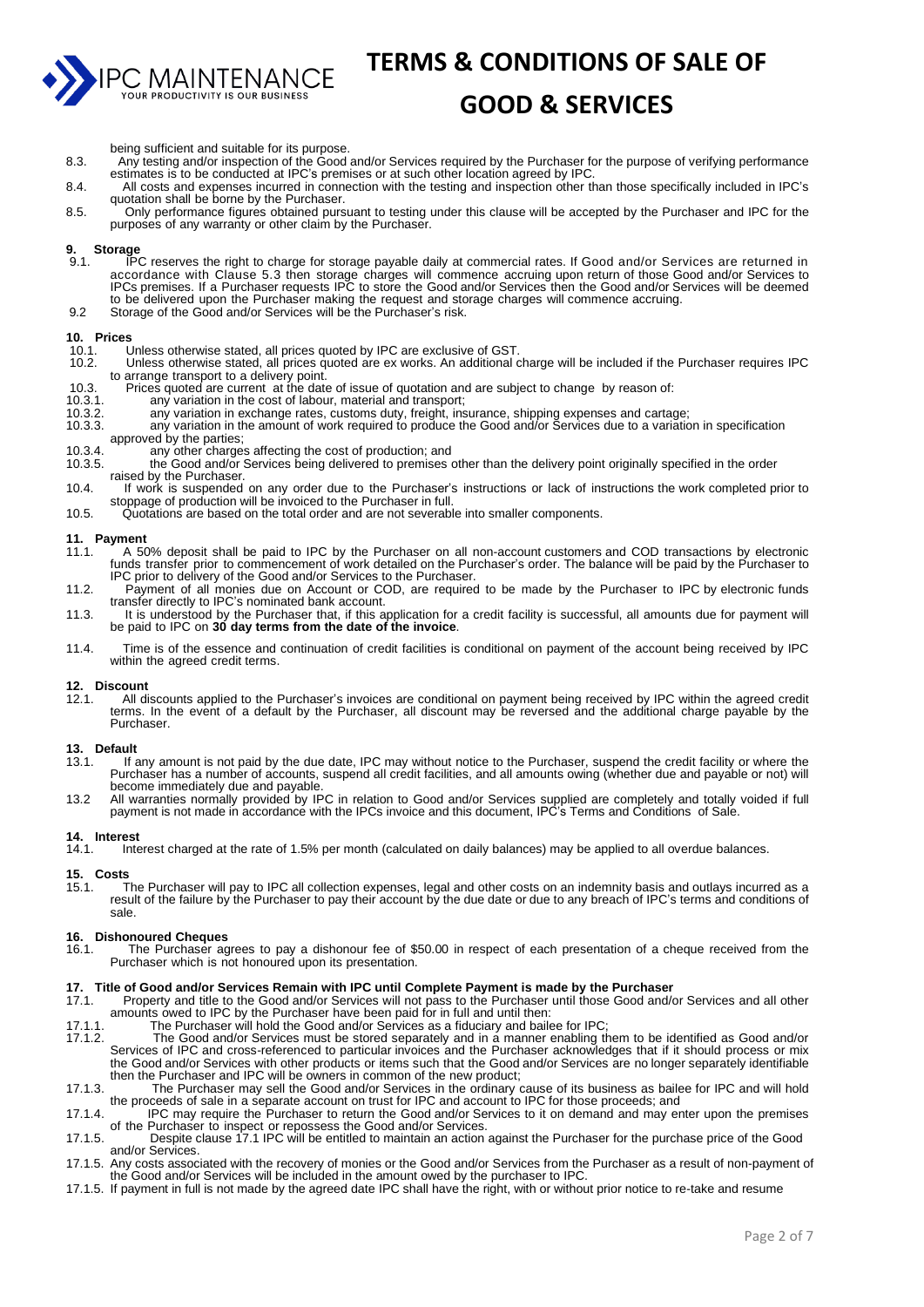being sufficient and suitable for its purpose.

8.3. Any testing and/or inspection of the Good and/or Services required by the Purchaser for the purpose of verifying performance estimates is to be conducted at IPC's premises or at such other location agreed by IPC.

8.4. All costs and expenses incurred in connection with the testing and inspection other than those specifically included in IPC's quotation shall be borne by the Purchaser.

8.5. Only performance figures obtained pursuant to testing under this clause will be accepted by the Purchaser and IPC for the purposes of any warranty or other claim by the Purchaser.

**9. Storage**

9.1. IPC reserves the right to charge for storage payable daily at commercial rates. If Good and/or Services are returned in accordance with Clause 5.3 then storage charges will commence accruing upon return of those Good and/or Services to IPCs premises. If a Purchaser requests IPC to store the Good and/or Services then the Good and/or Services will be deemed to be delivered upon the Purchaser making the request and storage charges will commence accruing.

9.2 Storage of the Good and/or Services will be the Purchaser's risk.

**10. Prices**

10.1. Unless otherwise stated, all prices quoted by IPC are exclusive of GST.

10.2. Unless otherwise stated, all prices quoted are ex works. An additional charge will be included if the Purchaser requires IPC to arrange transport to a delivery point.

10.3. Prices quoted are current at the date of issue of quotation and are subject to change by reason of:

10.3.1. any variation in the cost of labour, material and transport;

10.3.2. any variation in exchange rates, customs duty, freight, insurance, shipping expenses and cartage;

10.3.3. any variation in the amount of work required to produce the Good and/or Services due to a variation in specification approved by the parties;

10.3.4. any other charges affecting the cost of production; and

10.3.5. the Good and/or Services being delivered to premises other than the delivery point originally specified in the order raised by the Purchaser.

10.4. If work is suspended on any order due to the Purchaser's instructions or lack of instructions the work completed prior to stoppage of production will be invoiced to the Purchaser in full.

10.5. Quotations are based on the total order and are not severable into smaller components.

**11. Payment**

11.1. A 50% deposit shall be paid to IPC by the Purchaser on all non-account customers and COD transactions by electronic funds transfer prior to commencement of work detailed on the Purchaser's order. The balance will be paid by the Purchaser to IPC prior to delivery of the Good and/or Services to the Purchaser.

11.2. Payment of all monies due on Account or COD, are required to be made by the Purchaser to IPC by electronic funds transfer directly to IPC's nominated bank account.

11.3. It is understood by the Purchaser that, if this application for a credit facility is successful, all amounts due for payment will be paid to IPC on **30 day terms from the date of the invoice**.

11.4. Time is of the essence and continuation of credit facilities is conditional on payment of the account being received by IPC within the agreed credit terms.

**12. Discount**

12.1. All discounts applied to the Purchaser's invoices are conditional on payment being received by IPC within the agreed credit terms. In the event of a default by the Purchaser, all discount may be reversed and the additional charge payable by the Purchaser.

**13. Default**

13.1. If any amount is not paid by the due date, IPC may without notice to the Purchaser, suspend the credit facility or where the Purchaser has a number of accounts, suspend all credit facilities, and all amounts owing (whether due and payable or not) will become immediately due and payable.

13.2 All warranties normally provided by IPC in relation to Good and/or Services supplied are completely and totally voided if full payment is not made in accordance with the IPCs invoice and this document, IPC's Terms and Conditions of Sale.

**14. Interest**

14.1. Interest charged at the rate of 1.5% per month (calculated on daily balances) may be applied to all overdue balances.

**15. Costs**

15.1. The Purchaser will pay to IPC all collection expenses, legal and other costs on an indemnity basis and outlays incurred as a result of the failure by the Purchaser to pay their account by the due date or due to any breach of IPC's terms and conditions of sale.

**16. Dishonoured Cheques**

16.1. The Purchaser agrees to pay a dishonour fee of $50.00 in respect of each presentation of a cheque received from the Purchaser which is not honoured upon its presentation.

**17. Title of Good and/or Services Remain with IPC until Complete Payment is made by the Purchaser**

17.1. Property and title to the Good and/or Services will not pass to the Purchaser until those Good and/or Services and all other amounts owed to IPC by the Purchaser have been paid for in full and until then:

17.1.1. The Purchaser will hold the Good and/or Services as a fiduciary and bailee for IPC;

17.1.2. The Good and/or Services must be stored separately and in a manner enabling them to be identified as Good and/or Services of IPC and cross-referenced to particular invoices and the Purchaser acknowledges that if it should process or mix the Good and/or Services with other products or items such that the Good and/or Services are no longer separately identifiable then the Purchaser and IPC will be owners in common of the new product;

17.1.3. The Purchaser may sell the Good and/or Services in the ordinary cause of its business as bailee for IPC and will hold the proceeds of sale in a separate account on trust for IPC and account to IPC for those proceeds; and

17.1.4. IPC may require the Purchaser to return the Good and/or Services to it on demand and may enter upon the premises of the Purchaser to inspect or repossess the Good and/or Services.

17.1.5. Despite clause 17.1 IPC will be entitled to maintain an action against the Purchaser for the purchase price of the Good and/or Services.

17.1.5. Any costs associated with the recovery of monies or the Good and/or Services from the Purchaser as a result of non-payment of the Good and/or Services will be included in the amount owed by the purchaser to IPC.

17.1.5. If payment in full is not made by the agreed date IPC shall have the right, with or without prior notice to re-take and resume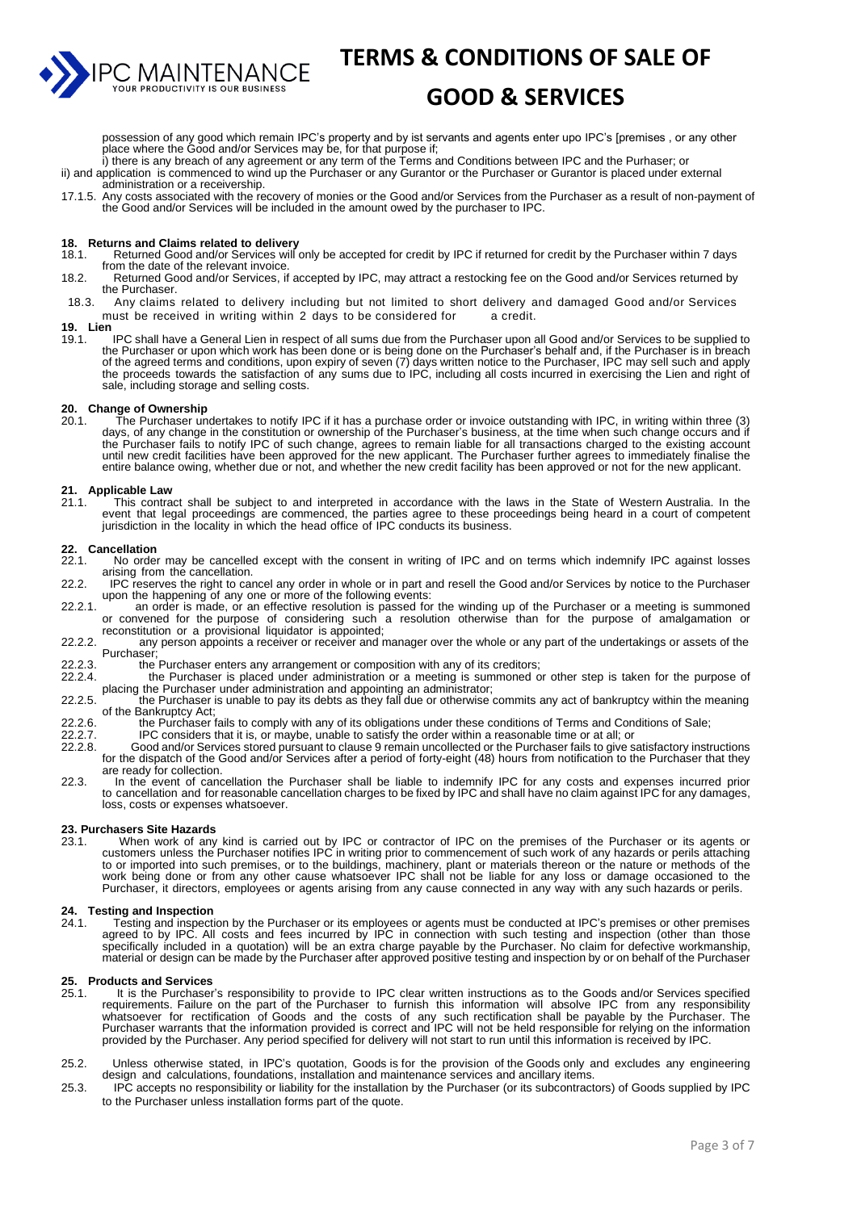possession of any good which remain IPC's property and by ist servants and agents enter upo IPC's [premises , or any other place where the Good and/or Services may be, for that purpose if;

i) there is any breach of any agreement or any term of the Terms and Conditions between IPC and the Purhaser; or

ii) and application is commenced to wind up the Purchaser or any Gurantor or the Purchaser or Gurantor is placed under external administration or a receivership.

17.1.5. Any costs associated with the recovery of monies or the Good and/or Services from the Purchaser as a result of non-payment of the Good and/or Services will be included in the amount owed by the purchaser to IPC.

**18. Returns and Claims related to delivery**

18.1. Returned Good and/or Services will only be accepted for credit by IPC if returned for credit by the Purchaser within 7 days from the date of the relevant invoice.

18.2. Returned Good and/or Services, if accepted by IPC, may attract a restocking fee on the Good and/or Services returned by the Purchaser.

18.3. Any claims related to delivery including but not limited to short delivery and damaged Good and/or Services must be received in writing within 2 days to be considered for a credit.

**19. Lien**

19.1. IPC shall have a General Lien in respect of all sums due from the Purchaser upon all Good and/or Services to be supplied to the Purchaser or upon which work has been done or is being done on the Purchaser's behalf and, if the Purchaser is in breach of the agreed terms and conditions, upon expiry of seven (7) days written notice to the Purchaser, IPC may sell such and apply the proceeds towards the satisfaction of any sums due to IPC, including all costs incurred in exercising the Lien and right of sale, including storage and selling costs.

**20. Change of Ownership**

20.1. The Purchaser undertakes to notify IPC if it has a purchase order or invoice outstanding with IPC, in writing within three (3) days, of any change in the constitution or ownership of the Purchaser's business, at the time when such change occurs and if the Purchaser fails to notify IPC of such change, agrees to remain liable for all transactions charged to the existing account until new credit facilities have been approved for the new applicant. The Purchaser further agrees to immediately finalise the entire balance owing, whether due or not, and whether the new credit facility has been approved or not for the new applicant.

**21. Applicable Law**

21.1. This contract shall be subject to and interpreted in accordance with the laws in the State of Western Australia. In the event that legal proceedings are commenced, the parties agree to these proceedings being heard in a court of competent jurisdiction in the locality in which the head office of IPC conducts its business.

**22. Cancellation**

22.1. No order may be cancelled except with the consent in writing of IPC and on terms which indemnify IPC against losses arising from the cancellation.

22.2. IPC reserves the right to cancel any order in whole or in part and resell the Good and/or Services by notice to the Purchaser upon the happening of any one or more of the following events:

22.2.1. an order is made, or an effective resolution is passed for the winding up of the Purchaser or a meeting is summoned or convened for the purpose of considering such a resolution otherwise than for the purpose of amalgamation or reconstitution or a provisional liquidator is appointed;

22.2.2. any person appoints a receiver or receiver and manager over the whole or any part of the undertakings or assets of the Purchaser;

22.2.3. the Purchaser enters any arrangement or composition with any of its creditors;

22.2.4. the Purchaser is placed under administration or a meeting is summoned or other step is taken for the purpose of placing the Purchaser under administration and appointing an administrator;

22.2.5. the Purchaser is unable to pay its debts as they fall due or otherwise commits any act of bankruptcy within the meaning of the Bankruptcy Act;

22.2.6. the Purchaser fails to comply with any of its obligations under these conditions of Terms and Conditions of Sale;

22.2.7. IPC considers that it is, or maybe, unable to satisfy the order within a reasonable time or at all; or

22.2.8. Good and/or Services stored pursuant to clause 9 remain uncollected or the Purchaser fails to give satisfactory instructions for the dispatch of the Good and/or Services after a period of forty-eight (48) hours from notification to the Purchaser that they are ready for collection.

22.3. In the event of cancellation the Purchaser shall be liable to indemnify IPC for any costs and expenses incurred prior to cancellation and for reasonable cancellation charges to be fixed by IPC and shall have no claim against IPC for any damages, loss, costs or expenses whatsoever.

**23. Purchasers Site Hazards**

23.1. When work of any kind is carried out by IPC or contractor of IPC on the premises of the Purchaser or its agents or customers unless the Purchaser notifies IPC in writing prior to commencement of such work of any hazards or perils attaching to or imported into such premises, or to the buildings, machinery, plant or materials thereon or the nature or methods of the work being done or from any other cause whatsoever IPC shall not be liable for any loss or damage occasioned to the Purchaser, it directors, employees or agents arising from any cause connected in any way with any such hazards or perils.

**24. Testing and Inspection**

24.1. Testing and inspection by the Purchaser or its employees or agents must be conducted at IPC's premises or other premises agreed to by IPC. All costs and fees incurred by IPC in connection with such testing and inspection (other than those specifically included in a quotation) will be an extra charge payable by the Purchaser. No claim for defective workmanship, material or design can be made by the Purchaser after approved positive testing and inspection by or on behalf of the Purchaser

**25. Products and Services**

25.1. It is the Purchaser's responsibility to provide to IPC clear written instructions as to the Goods and/or Services specified requirements. Failure on the part of the Purchaser to furnish this information will absolve IPC from any responsibility whatsoever for rectification of Goods and the costs of any such rectification shall be payable by the Purchaser. The Purchaser warrants that the information provided is correct and IPC will not be held responsible for relying on the information provided by the Purchaser. Any period specified for delivery will not start to run until this information is received by IPC.

25.2. Unless otherwise stated, in IPC's quotation, Goods is for the provision of the Goods only and excludes any engineering design and calculations, foundations, installation and maintenance services and ancillary items.

25.3. IPC accepts no responsibility or liability for the installation by the Purchaser (or its subcontractors) of Goods supplied by IPC to the Purchaser unless installation forms part of the quote.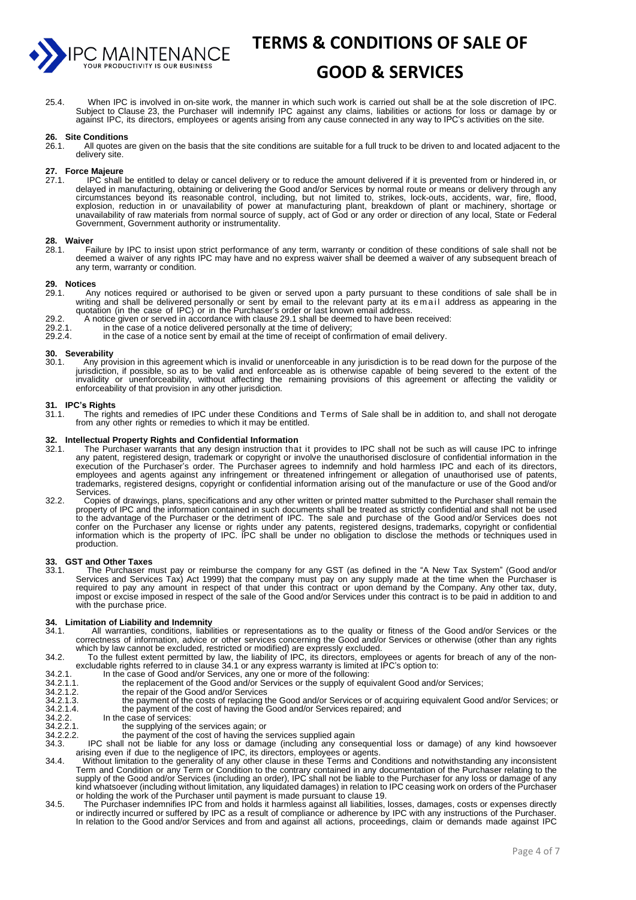25.4. When IPC is involved in on-site work, the manner in which such work is carried out shall be at the sole discretion of IPC. Subject to Clause 23, the Purchaser will indemnify IPC against any claims, liabilities or actions for loss or damage by or against IPC, its directors, employees or agents arising from any cause connected in any way to IPC's activities on the site.

## 26. Site Conditions

26.1. All quotes are given on the basis that the site conditions are suitable for a full truck to be driven to and located adjacent to the delivery site.

## 27. Force Majeure

27.1. IPC shall be entitled to delay or cancel delivery or to reduce the amount delivered if it is prevented from or hindered in, or delayed in manufacturing, obtaining or delivering the Good and/or Services by normal route or means or delivery through any circumstances beyond its reasonable control, including, but not limited to, strikes, lock-outs, accidents, war, fire, flood, explosion, reduction in or unavailability of power at manufacturing plant, breakdown of plant or machinery, shortage or unavailability of raw materials from normal source of supply, act of God or any order or direction of any local, State or Federal Government, Government authority or instrumentality.

## 28. Waiver

28.1. Failure by IPC to insist upon strict performance of any term, warranty or condition of these conditions of sale shall not be deemed a waiver of any rights IPC may have and no express waiver shall be deemed a waiver of any subsequent breach of any term, warranty or condition.

## 29. Notices

29.1. Any notices required or authorised to be given or served upon a party pursuant to these conditions of sale shall be in writing and shall be delivered personally or sent by email to the relevant party at its email address as appearing in the quotation (in the case of IPC) or in the Purchaser's order or last known email address.

29.2. A notice given or served in accordance with clause 29.1 shall be deemed to have been received:

29.2.1. in the case of a notice delivered personally at the time of delivery;

29.2.4. in the case of a notice sent by email at the time of receipt of confirmation of email delivery.

## 30. Severability

30.1. Any provision in this agreement which is invalid or unenforceable in any jurisdiction is to be read down for the purpose of the jurisdiction, if possible, so as to be valid and enforceable as is otherwise capable of being severed to the extent of the invalidity or unenforceability, without affecting the remaining provisions of this agreement or affecting the validity or enforceability of that provision in any other jurisdiction.

## 31. IPC's Rights

31.1. The rights and remedies of IPC under these Conditions and Terms of Sale shall be in addition to, and shall not derogate from any other rights or remedies to which it may be entitled.

## 32. Intellectual Property Rights and Confidential Information

32.1. The Purchaser warrants that any design instruction that it provides to IPC shall not be such as will cause IPC to infringe any patent, registered design, trademark or copyright or involve the unauthorised disclosure of confidential information in the execution of the Purchaser's order. The Purchaser agrees to indemnify and hold harmless IPC and each of its directors, employees and agents against any infringement or threatened infringement or allegation of unauthorised use of patents, trademarks, registered designs, copyright or confidential information arising out of the manufacture or use of the Good and/or Services.

32.2. Copies of drawings, plans, specifications and any other written or printed matter submitted to the Purchaser shall remain the property of IPC and the information contained in such documents shall be treated as strictly confidential and shall not be used to the advantage of the Purchaser or the detriment of IPC. The sale and purchase of the Good and/or Services does not confer on the Purchaser any license or rights under any patents, registered designs, trademarks, copyright or confidential information which is the property of IPC. IPC shall be under no obligation to disclose the methods or techniques used in production.

## 33. GST and Other Taxes

33.1. The Purchaser must pay or reimburse the company for any GST (as defined in the "A New Tax System" (Good and/or Services and Services Tax) Act 1999) that the company must pay on any supply made at the time when the Purchaser is required to pay any amount in respect of that under this contract or upon demand by the Company. Any other tax, duty, impost or excise imposed in respect of the sale of the Good and/or Services under this contract is to be paid in addition to and with the purchase price.

## 34. Limitation of Liability and Indemnity

34.1. All warranties, conditions, liabilities or representations as to the quality or fitness of the Good and/or Services or the correctness of information, advice or other services concerning the Good and/or Services or otherwise (other than any rights which by law cannot be excluded, restricted or modified) are expressly excluded.

34.2. To the fullest extent permitted by law, the liability of IPC, its directors, employees or agents for breach of any of the non-excludable rights referred to in clause 34.1 or any express warranty is limited at IPC's option to:

34.2.1. In the case of Good and/or Services, any one or more of the following:

34.2.1.1. the replacement of the Good and/or Services or the supply of equivalent Good and/or Services;

34.2.1.2. the repair of the Good and/or Services

34.2.1.3. the payment of the costs of replacing the Good and/or Services or of acquiring equivalent Good and/or Services; or

34.2.1.4. the payment of the cost of having the Good and/or Services repaired; and

34.2.2. In the case of services:

34.2.2.1. the supplying of the services again; or

34.2.2.2. the payment of the cost of having the services supplied again

34.3. IPC shall not be liable for any loss or damage (including any consequential loss or damage) of any kind howsoever arising even if due to the negligence of IPC, its directors, employees or agents.

34.4. Without limitation to the generality of any other clause in these Terms and Conditions and notwithstanding any inconsistent Term and Condition or any Term or Condition to the contrary contained in any documentation of the Purchaser relating to the supply of the Good and/or Services (including an order), IPC shall not be liable to the Purchaser for any loss or damage of any kind whatsoever (including without limitation, any liquidated damages) in relation to IPC ceasing work on orders of the Purchaser or holding the work of the Purchaser until payment is made pursuant to clause 19.

34.5. The Purchaser indemnifies IPC from and holds it harmless against all liabilities, losses, damages, costs or expenses directly or indirectly incurred or suffered by IPC as a result of compliance or adherence by IPC with any instructions of the Purchaser. In relation to the Good and/or Services and from and against all actions, proceedings, claim or demands made against IPC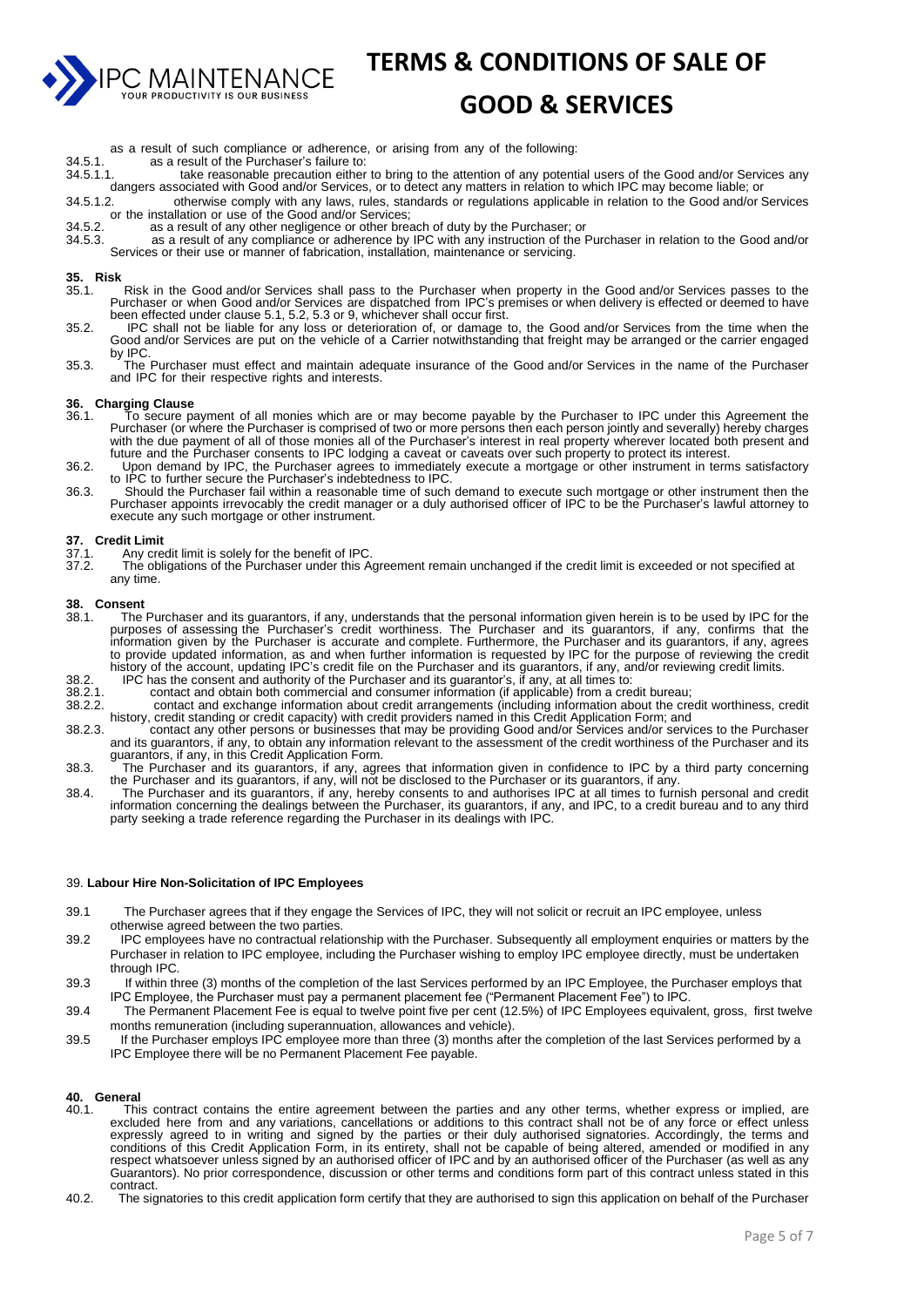as a result of such compliance or adherence, or arising from any of the following:

34.5.1. as a result of the Purchaser's failure to:

34.5.1.1. take reasonable precaution either to bring to the attention of any potential users of the Good and/or Services any dangers associated with Good and/or Services, or to detect any matters in relation to which IPC may become liable; or

34.5.1.2. otherwise comply with any laws, rules, standards or regulations applicable in relation to the Good and/or Services or the installation or use of the Good and/or Services;

34.5.2. as a result of any other negligence or other breach of duty by the Purchaser; or

34.5.3. as a result of any compliance or adherence by IPC with any instruction of the Purchaser in relation to the Good and/or Services or their use or manner of fabrication, installation, maintenance or servicing.

## 35. Risk

35.1. Risk in the Good and/or Services shall pass to the Purchaser when property in the Good and/or Services passes to the Purchaser or when Good and/or Services are dispatched from IPC's premises or when delivery is effected or deemed to have been effected under clause 5.1, 5.2, 5.3 or 9, whichever shall occur first.

35.2. IPC shall not be liable for any loss or deterioration of, or damage to, the Good and/or Services from the time when the Good and/or Services are put on the vehicle of a Carrier notwithstanding that freight may be arranged or the carrier engaged by IPC.

35.3. The Purchaser must effect and maintain adequate insurance of the Good and/or Services in the name of the Purchaser and IPC for their respective rights and interests.

## 36. Charging Clause

36.1. To secure payment of all monies which are or may become payable by the Purchaser to IPC under this Agreement the Purchaser (or where the Purchaser is comprised of two or more persons then each person jointly and severally) hereby charges with the due payment of all of those monies all of the Purchaser's interest in real property wherever located both present and future and the Purchaser consents to IPC lodging a caveat or caveats over such property to protect its interest.

36.2. Upon demand by IPC, the Purchaser agrees to immediately execute a mortgage or other instrument in terms satisfactory to IPC to further secure the Purchaser's indebtedness to IPC.

36.3. Should the Purchaser fail within a reasonable time of such demand to execute such mortgage or other instrument then the Purchaser appoints irrevocably the credit manager or a duly authorised officer of IPC to be the Purchaser's lawful attorney to execute any such mortgage or other instrument.

## 37. Credit Limit

37.1. Any credit limit is solely for the benefit of IPC.

37.2. The obligations of the Purchaser under this Agreement remain unchanged if the credit limit is exceeded or not specified at any time.

## 38. Consent

38.1. The Purchaser and its guarantors, if any, understands that the personal information given herein is to be used by IPC for the purposes of assessing the Purchaser's credit worthiness. The Purchaser and its guarantors, if any, confirms that the information given by the Purchaser is accurate and complete. Furthermore, the Purchaser and its guarantors, if any, agrees to provide updated information, as and when further information is requested by IPC for the purpose of reviewing the credit history of the account, updating IPC's credit file on the Purchaser and its guarantors, if any, and/or reviewing credit limits.

38.2. IPC has the consent and authority of the Purchaser and its guarantor's, if any, at all times to:

38.2.1. contact and obtain both commercial and consumer information (if applicable) from a credit bureau;

38.2.2. contact and exchange information about credit arrangements (including information about the credit worthiness, credit history, credit standing or credit capacity) with credit providers named in this Credit Application Form; and

38.2.3. contact any other persons or businesses that may be providing Good and/or Services and/or services to the Purchaser and its guarantors, if any, to obtain any information relevant to the assessment of the credit worthiness of the Purchaser and its guarantors, if any, in this Credit Application Form.

38.3. The Purchaser and its guarantors, if any, agrees that information given in confidence to IPC by a third party concerning the Purchaser and its guarantors, if any, will not be disclosed to the Purchaser or its guarantors, if any.

38.4. The Purchaser and its guarantors, if any, hereby consents to and authorises IPC at all times to furnish personal and credit information concerning the dealings between the Purchaser, its guarantors, if any, and IPC, to a credit bureau and to any third party seeking a trade reference regarding the Purchaser in its dealings with IPC.

## 39. Labour Hire Non-Solicitation of IPC Employees

39.1 The Purchaser agrees that if they engage the Services of IPC, they will not solicit or recruit an IPC employee, unless otherwise agreed between the two parties.

39.2 IPC employees have no contractual relationship with the Purchaser. Subsequently all employment enquiries or matters by the Purchaser in relation to IPC employee, including the Purchaser wishing to employ IPC employee directly, must be undertaken through IPC.

39.3 If within three (3) months of the completion of the last Services performed by an IPC Employee, the Purchaser employs that IPC Employee, the Purchaser must pay a permanent placement fee ("Permanent Placement Fee") to IPC.

39.4 The Permanent Placement Fee is equal to twelve point five per cent (12.5%) of IPC Employees equivalent, gross, first twelve months remuneration (including superannuation, allowances and vehicle).

39.5 If the Purchaser employs IPC employee more than three (3) months after the completion of the last Services performed by a IPC Employee there will be no Permanent Placement Fee payable.

## 40. General

40.1. This contract contains the entire agreement between the parties and any other terms, whether express or implied, are excluded here from and any variations, cancellations or additions to this contract shall not be of any force or effect unless expressly agreed to in writing and signed by the parties or their duly authorised signatories. Accordingly, the terms and conditions of this Credit Application Form, in its entirety, shall not be capable of being altered, amended or modified in any respect whatsoever unless signed by an authorised officer of IPC and by an authorised officer of the Purchaser (as well as any Guarantors). No prior correspondence, discussion or other terms and conditions form part of this contract unless stated in this contract.

40.2. The signatories to this credit application form certify that they are authorised to sign this application on behalf of the Purchaser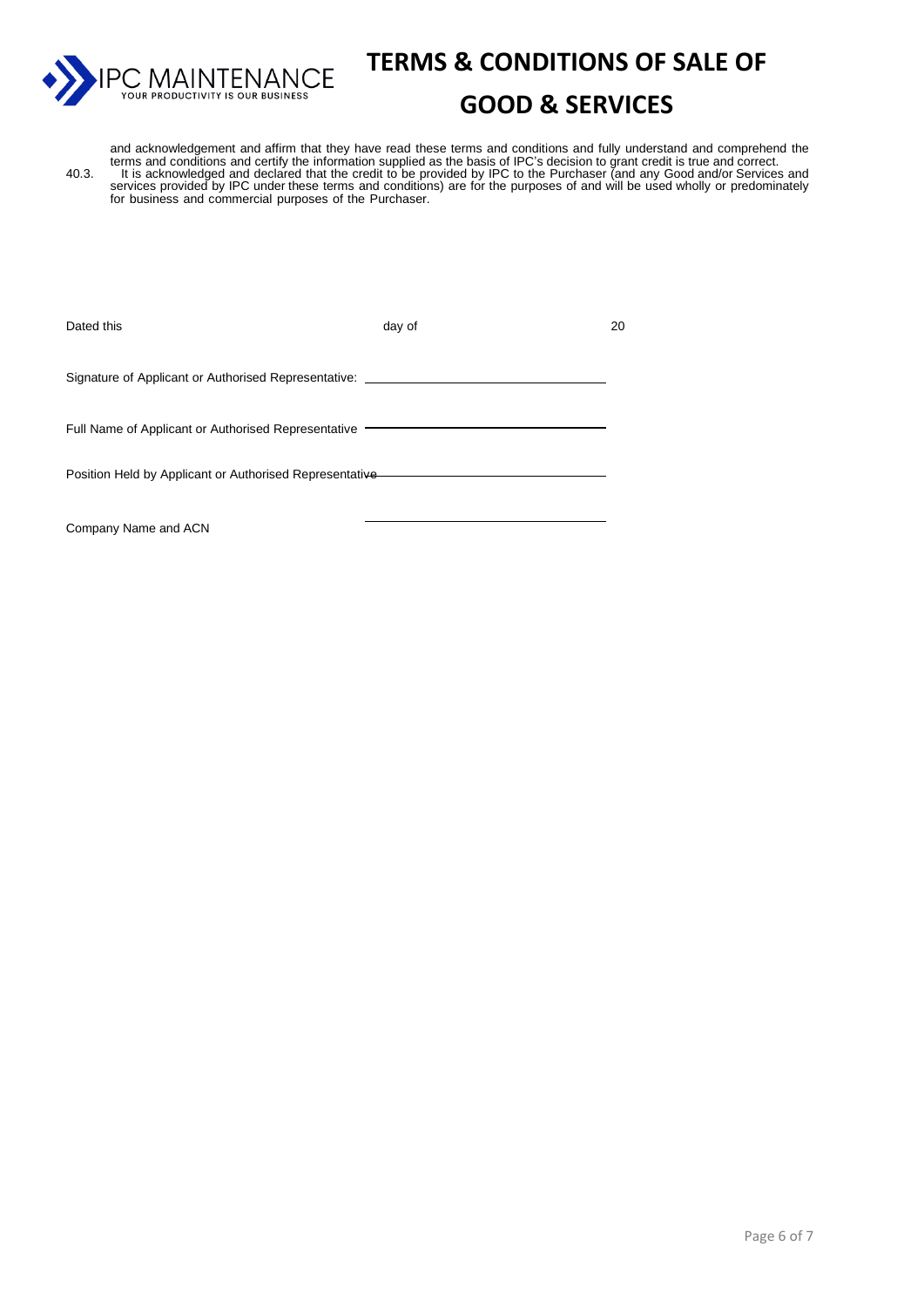and acknowledgement and affirm that they have read these terms and conditions and fully understand and comprehend the terms and conditions and certify the information supplied as the basis of IPC's decision to grant credit is true and correct.

40.3. It is acknowledged and declared that the credit to be provided by IPC to the Purchaser (and any Good and/or Services and services provided by IPC under these terms and conditions) are for the purposes of and will be used wholly or predominately for business and commercial purposes of the Purchaser.

Dated this ____________ day of ____________ 20____

Signature of Applicant or Authorised Representative: ______________________________

Full Name of Applicant or Authorised Representative ______________________________

Position Held by Applicant or Authorised Representative ______________________________

Company Name and ACN ______________________________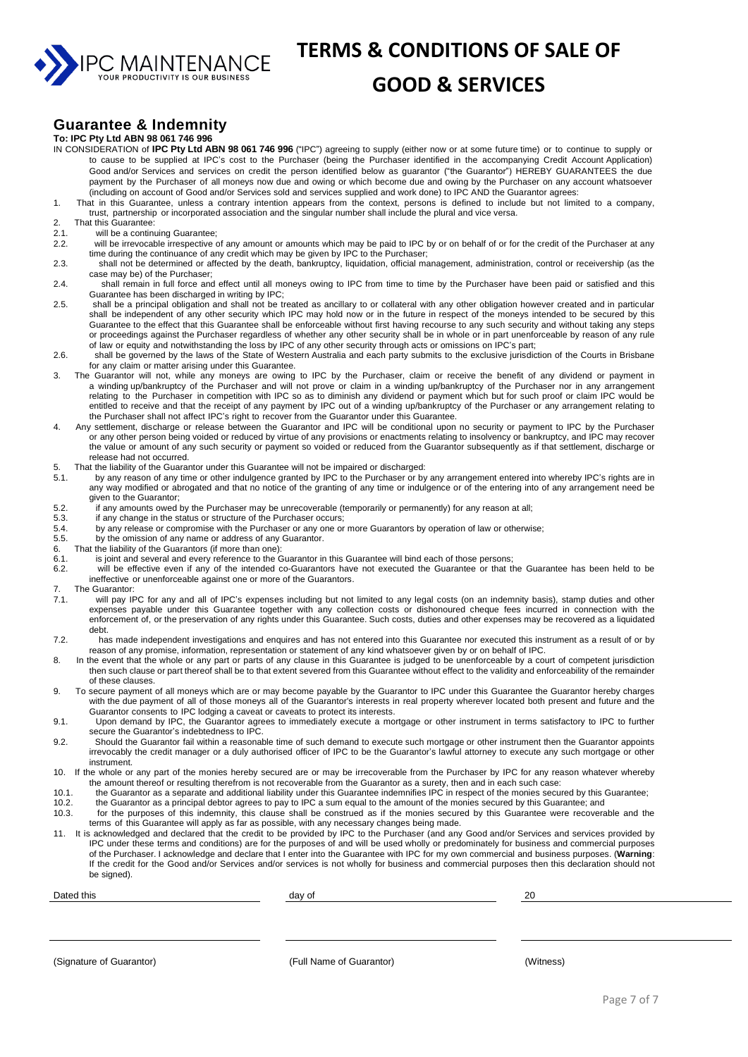# TERMS & CONDITIONS OF SALE OF GOOD & SERVICES

## Guarantee & Indemnity

**To: IPC Pty Ltd ABN 98 061 746 996**

IN CONSIDERATION of **IPC Pty Ltd ABN 98 061 746 996** ("IPC") agreeing to supply (either now or at some future time) or to continue to supply or to cause to be supplied at IPC's cost to the Purchaser (being the Purchaser identified in the accompanying Credit Account Application) Good and/or Services and services on credit the person identified below as guarantor ("the Guarantor") HEREBY GUARANTEES the due payment by the Purchaser of all moneys now due and owing or which become due and owing by the Purchaser on any account whatsoever (including on account of Good and/or Services sold and services supplied and work done) to IPC AND the Guarantor agrees:

1. That in this Guarantee, unless a contrary intention appears from the context, persons is defined to include but not limited to a company, trust, partnership or incorporated association and the singular number shall include the plural and vice versa.
2. That this Guarantee:
2.1. will be a continuing Guarantee;
2.2. will be irrevocable irrespective of any amount or amounts which may be paid to IPC by or on behalf of or for the credit of the Purchaser at any time during the continuance of any credit which may be given by IPC to the Purchaser;
2.3. shall not be determined or affected by the death, bankruptcy, liquidation, official management, administration, control or receivership (as the case may be) of the Purchaser;
2.4. shall remain in full force and effect until all moneys owing to IPC from time to time by the Purchaser have been paid or satisfied and this Guarantee has been discharged in writing by IPC;
2.5. shall be a principal obligation and shall not be treated as ancillary to or collateral with any other obligation however created and in particular shall be independent of any other security which IPC may hold now or in the future in respect of the moneys intended to be secured by this Guarantee to the effect that this Guarantee shall be enforceable without first having recourse to any such security and without taking any steps or proceedings against the Purchaser regardless of whether any other security shall be in whole or in part unenforceable by reason of any rule of law or equity and notwithstanding the loss by IPC of any other security through acts or omissions on IPC's part;
2.6. shall be governed by the laws of the State of Western Australia and each party submits to the exclusive jurisdiction of the Courts in Brisbane for any claim or matter arising under this Guarantee.
3. The Guarantor will not, while any moneys are owing to IPC by the Purchaser, claim or receive the benefit of any dividend or payment in a winding up/bankruptcy of the Purchaser and will not prove or claim in a winding up/bankruptcy of the Purchaser nor in any arrangement relating to the Purchaser in competition with IPC so as to diminish any dividend or payment which but for such proof or claim IPC would be entitled to receive and that the receipt of any payment by IPC out of a winding up/bankruptcy of the Purchaser or any arrangement relating to the Purchaser shall not affect IPC's right to recover from the Guarantor under this Guarantee.
4. Any settlement, discharge or release between the Guarantor and IPC will be conditional upon no security or payment to IPC by the Purchaser or any other person being voided or reduced by virtue of any provisions or enactments relating to insolvency or bankruptcy, and IPC may recover the value or amount of any such security or payment so voided or reduced from the Guarantor subsequently as if that settlement, discharge or release had not occurred.
5. That the liability of the Guarantor under this Guarantee will not be impaired or discharged:
5.1. by any reason of any time or other indulgence granted by IPC to the Purchaser or by any arrangement entered into whereby IPC's rights are in any way modified or abrogated and that no notice of the granting of any time or indulgence or of the entering into of any arrangement need be given to the Guarantor;
5.2. if any amounts owed by the Purchaser may be unrecoverable (temporarily or permanently) for any reason at all;
5.3. if any change in the status or structure of the Purchaser occurs;
5.4. by any release or compromise with the Purchaser or any one or more Guarantors by operation of law or otherwise;
5.5. by the omission of any name or address of any Guarantor.
6. That the liability of the Guarantors (if more than one):
6.1. is joint and several and every reference to the Guarantor in this Guarantee will bind each of those persons;
6.2. will be effective even if any of the intended co-Guarantors have not executed the Guarantee or that the Guarantee has been held to be ineffective or unenforceable against one or more of the Guarantors.
7. The Guarantor:
7.1. will pay IPC for any and all of IPC's expenses including but not limited to any legal costs (on an indemnity basis), stamp duties and other expenses payable under this Guarantee together with any collection costs or dishonoured cheque fees incurred in connection with the enforcement of, or the preservation of any rights under this Guarantee. Such costs, duties and other expenses may be recovered as a liquidated debt.
7.2. has made independent investigations and enquires and has not entered into this Guarantee nor executed this instrument as a result of or by reason of any promise, information, representation or statement of any kind whatsoever given by or on behalf of IPC.
8. In the event that the whole or any part or parts of any clause in this Guarantee is judged to be unenforceable by a court of competent jurisdiction then such clause or part thereof shall be to that extent severed from this Guarantee without effect to the validity and enforceability of the remainder of these clauses.
9. To secure payment of all moneys which are or may become payable by the Guarantor to IPC under this Guarantee the Guarantor hereby charges with the due payment of all of those moneys all of the Guarantor's interests in real property wherever located both present and future and the Guarantor consents to IPC lodging a caveat or caveats to protect its interests.
9.1. Upon demand by IPC, the Guarantor agrees to immediately execute a mortgage or other instrument in terms satisfactory to IPC to further secure the Guarantor's indebtedness to IPC.
9.2. Should the Guarantor fail within a reasonable time of such demand to execute such mortgage or other instrument then the Guarantor appoints irrevocably the credit manager or a duly authorised officer of IPC to be the Guarantor's lawful attorney to execute any such mortgage or other instrument.
10. If the whole or any part of the monies hereby secured are or may be irrecoverable from the Purchaser by IPC for any reason whatever whereby the amount thereof or resulting therefrom is not recoverable from the Guarantor as a surety, then and in each such case:
10.1. the Guarantor as a separate and additional liability under this Guarantee indemnifies IPC in respect of the monies secured by this Guarantee;
10.2. the Guarantor as a principal debtor agrees to pay to IPC a sum equal to the amount of the monies secured by this Guarantee; and
10.3. for the purposes of this indemnity, this clause shall be construed as if the monies secured by this Guarantee were recoverable and the terms of this Guarantee will apply as far as possible, with any necessary changes being made.
11. It is acknowledged and declared that the credit to be provided by IPC to the Purchaser (and any Good and/or Services and services provided by IPC under these terms and conditions) are for the purposes of and will be used wholly or predominately for business and commercial purposes of the Purchaser. I acknowledge and declare that I enter into the Guarantee with IPC for my own commercial and business purposes. (**Warning**: If the credit for the Good and/or Services and/or services is not wholly for business and commercial purposes then this declaration should not be signed).

Dated this ______________________ day of ______________________ 20 ______

______________________ ______________________ ______________________

(Signature of Guarantor) (Full Name of Guarantor) (Witness)